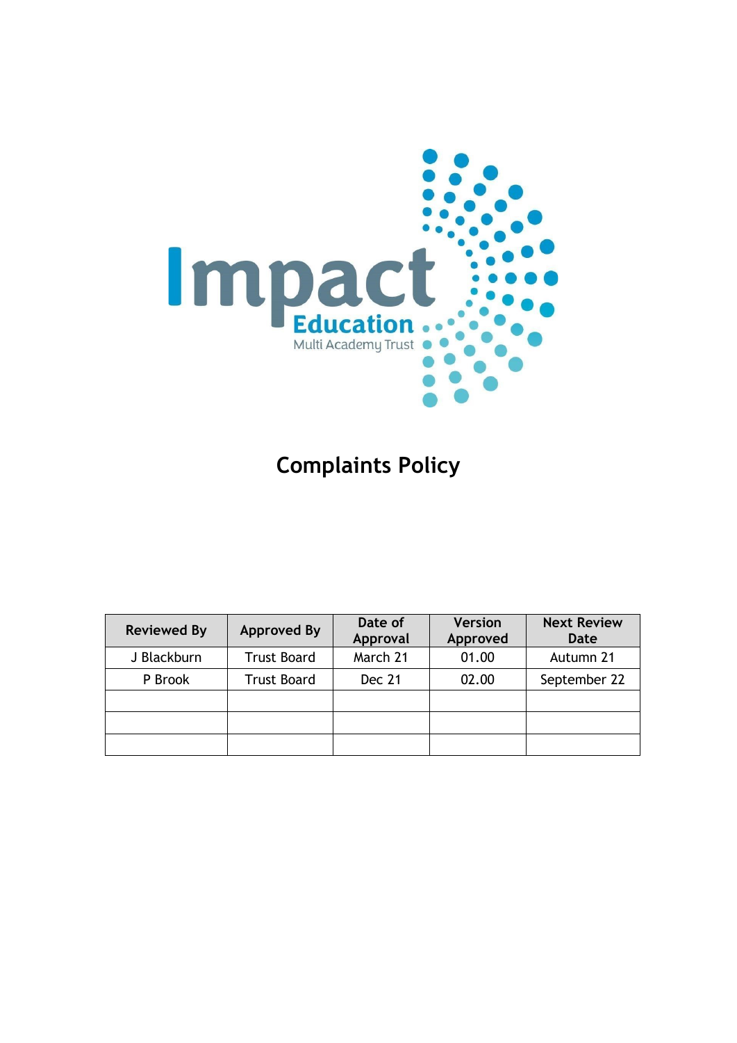Impact Education Multi Academy Trust

# Complaints Policy

| Reviewed By | Approved By | Date of Approval | Version Approved | Next Review Date |
|---|---|---|---|---|
| J Blackburn | Trust Board | March 21 | 01.00 | Autumn 21 |
| P Brook | Trust Board | Dec 21 | 02.00 | September 22 |
| | | | | |
| | | | | |
| | | | | |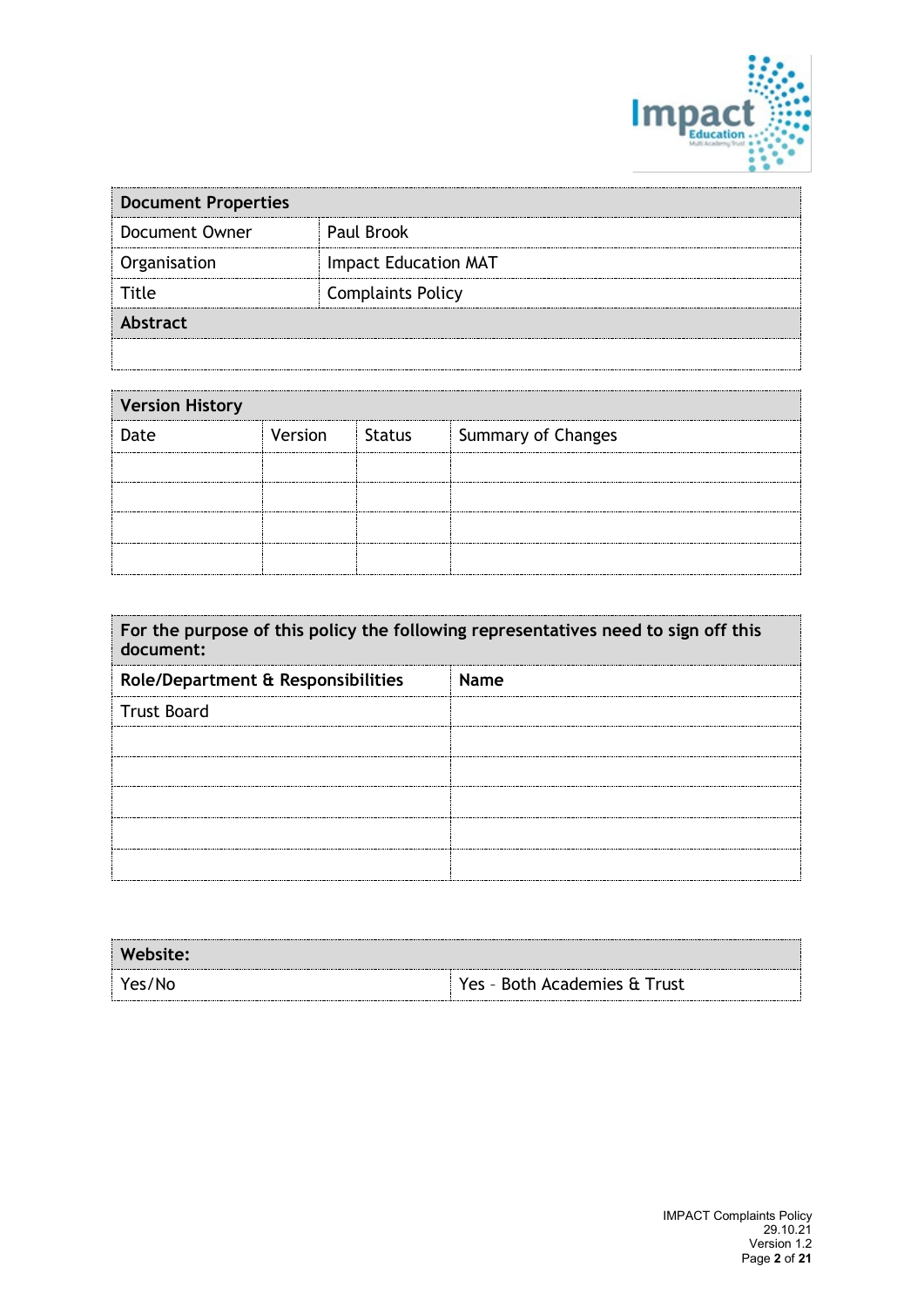| Document Properties | |
|---|---|
| Document Owner | Paul Brook |
| Organisation | Impact Education MAT |
| Title | Complaints Policy |
| **Abstract** | |
| | |

| Version History | | | |
|---|---|---|---|
| Date | Version | Status | Summary of Changes |
| | | | |
| | | | |
| | | | |
| | | | |

| For the purpose of this policy the following representatives need to sign off this document: | |
|---|---|
| **Role/Department & Responsibilities** | **Name** |
| Trust Board | |
| | |
| | |
| | |
| | |
| | |

| Website: | |
|---|---|
| Yes/No | Yes – Both Academies & Trust |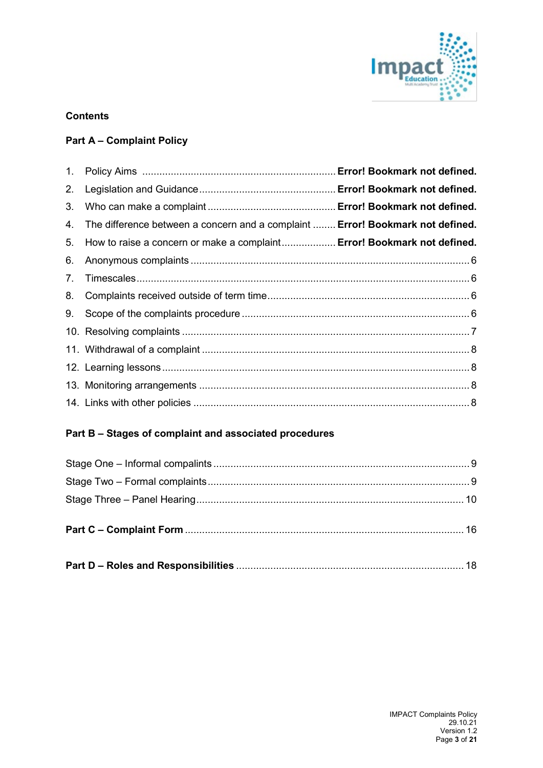**Contents**

**Part A – Complaint Policy**

1. Policy Aims ..................................................................... **Error! Bookmark not defined.**
2. Legislation and Guidance................................................ **Error! Bookmark not defined.**
3. Who can make a complaint ............................................. **Error! Bookmark not defined.**
4. The difference between a concern and a complaint ........ **Error! Bookmark not defined.**
5. How to raise a concern or make a complaint................... **Error! Bookmark not defined.**
6. Anonymous complaints .................................................................................................. 6
7. Timescales...................................................................................................................... 6
8. Complaints received outside of term time........................................................................ 6
9. Scope of the complaints procedure ................................................................................. 6
10. Resolving complaints ...................................................................................................... 7
11. Withdrawal of a complaint ............................................................................................... 8
12. Learning lessons ............................................................................................................. 8
13. Monitoring arrangements ................................................................................................ 8
14. Links with other policies .................................................................................................. 8

**Part B – Stages of complaint and associated procedures**

Stage One – Informal compalints .......................................................................................... 9
Stage Two – Formal complaints ............................................................................................ 9
Stage Three – Panel Hearing.............................................................................................. 10

**Part C – Complaint Form** .................................................................................................. 16

**Part D – Roles and Responsibilities** ................................................................................ 18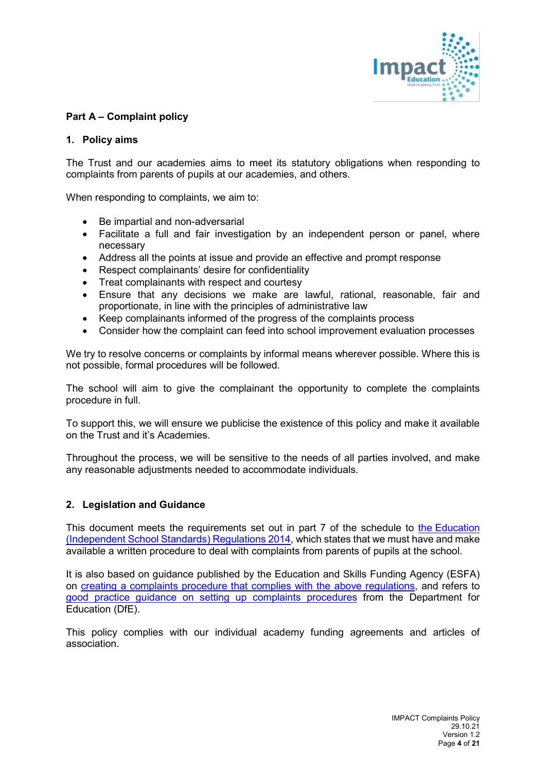## Part A – Complaint policy

### 1. Policy aims

The Trust and our academies aims to meet its statutory obligations when responding to complaints from parents of pupils at our academies, and others.

When responding to complaints, we aim to:

- Be impartial and non-adversarial
- Facilitate a full and fair investigation by an independent person or panel, where necessary
- Address all the points at issue and provide an effective and prompt response
- Respect complainants' desire for confidentiality
- Treat complainants with respect and courtesy
- Ensure that any decisions we make are lawful, rational, reasonable, fair and proportionate, in line with the principles of administrative law
- Keep complainants informed of the progress of the complaints process
- Consider how the complaint can feed into school improvement evaluation processes

We try to resolve concerns or complaints by informal means wherever possible. Where this is not possible, formal procedures will be followed.

The school will aim to give the complainant the opportunity to complete the complaints procedure in full.

To support this, we will ensure we publicise the existence of this policy and make it available on the Trust and it's Academies.

Throughout the process, we will be sensitive to the needs of all parties involved, and make any reasonable adjustments needed to accommodate individuals.

### 2. Legislation and Guidance

This document meets the requirements set out in part 7 of the schedule to the Education (Independent School Standards) Regulations 2014, which states that we must have and make available a written procedure to deal with complaints from parents of pupils at the school.

It is also based on guidance published by the Education and Skills Funding Agency (ESFA) on creating a complaints procedure that complies with the above regulations, and refers to good practice guidance on setting up complaints procedures from the Department for Education (DfE).

This policy complies with our individual academy funding agreements and articles of association.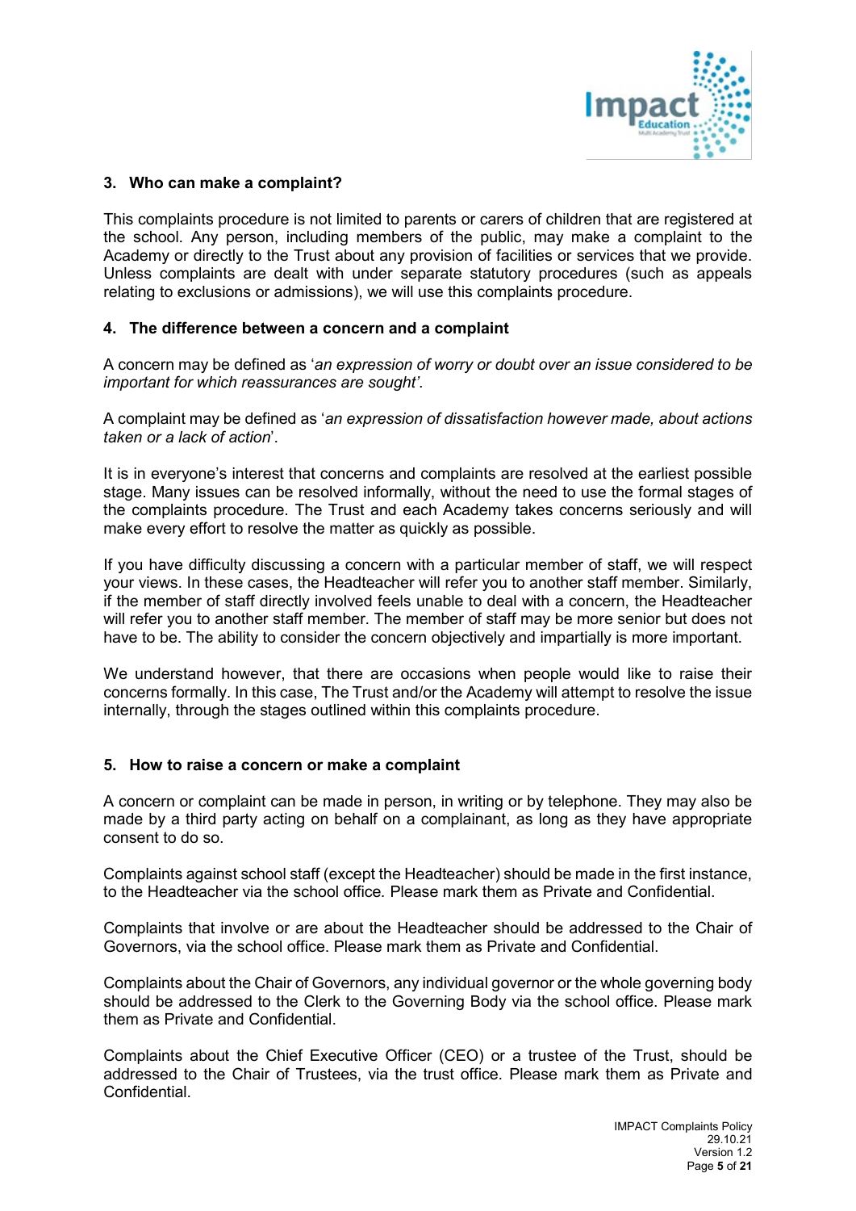## 3. Who can make a complaint?

This complaints procedure is not limited to parents or carers of children that are registered at the school. Any person, including members of the public, may make a complaint to the Academy or directly to the Trust about any provision of facilities or services that we provide. Unless complaints are dealt with under separate statutory procedures (such as appeals relating to exclusions or admissions), we will use this complaints procedure.

## 4. The difference between a concern and a complaint

A concern may be defined as '*an expression of worry or doubt over an issue considered to be important for which reassurances are sought'*.

A complaint may be defined as '*an expression of dissatisfaction however made, about actions taken or a lack of action*'.

It is in everyone's interest that concerns and complaints are resolved at the earliest possible stage. Many issues can be resolved informally, without the need to use the formal stages of the complaints procedure. The Trust and each Academy takes concerns seriously and will make every effort to resolve the matter as quickly as possible.

If you have difficulty discussing a concern with a particular member of staff, we will respect your views. In these cases, the Headteacher will refer you to another staff member. Similarly, if the member of staff directly involved feels unable to deal with a concern, the Headteacher will refer you to another staff member. The member of staff may be more senior but does not have to be. The ability to consider the concern objectively and impartially is more important.

We understand however, that there are occasions when people would like to raise their concerns formally. In this case, The Trust and/or the Academy will attempt to resolve the issue internally, through the stages outlined within this complaints procedure.

## 5. How to raise a concern or make a complaint

A concern or complaint can be made in person, in writing or by telephone. They may also be made by a third party acting on behalf on a complainant, as long as they have appropriate consent to do so.

Complaints against school staff (except the Headteacher) should be made in the first instance, to the Headteacher via the school office*.* Please mark them as Private and Confidential.

Complaints that involve or are about the Headteacher should be addressed to the Chair of Governors, via the school office. Please mark them as Private and Confidential.

Complaints about the Chair of Governors, any individual governor or the whole governing body should be addressed to the Clerk to the Governing Body via the school office. Please mark them as Private and Confidential.

Complaints about the Chief Executive Officer (CEO) or a trustee of the Trust, should be addressed to the Chair of Trustees, via the trust office. Please mark them as Private and Confidential.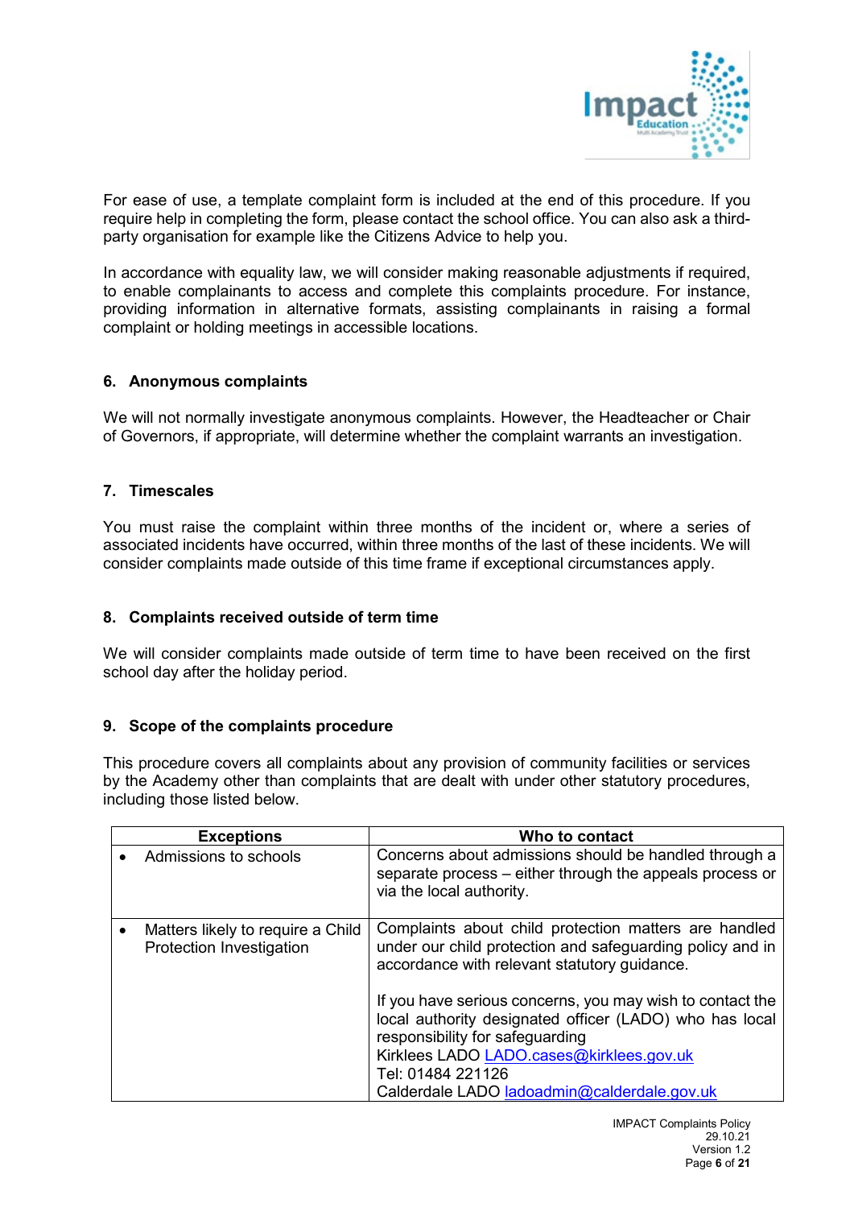For ease of use, a template complaint form is included at the end of this procedure. If you require help in completing the form, please contact the school office. You can also ask a third-party organisation for example like the Citizens Advice to help you.

In accordance with equality law, we will consider making reasonable adjustments if required, to enable complainants to access and complete this complaints procedure. For instance, providing information in alternative formats, assisting complainants in raising a formal complaint or holding meetings in accessible locations.

## 6. Anonymous complaints

We will not normally investigate anonymous complaints. However, the Headteacher or Chair of Governors, if appropriate, will determine whether the complaint warrants an investigation.

## 7. Timescales

You must raise the complaint within three months of the incident or, where a series of associated incidents have occurred, within three months of the last of these incidents. We will consider complaints made outside of this time frame if exceptional circumstances apply.

## 8. Complaints received outside of term time

We will consider complaints made outside of term time to have been received on the first school day after the holiday period.

## 9. Scope of the complaints procedure

This procedure covers all complaints about any provision of community facilities or services by the Academy other than complaints that are dealt with under other statutory procedures, including those listed below.

| Exceptions | Who to contact |
|---|---|
| • Admissions to schools | Concerns about admissions should be handled through a separate process – either through the appeals process or via the local authority. |
| • Matters likely to require a Child Protection Investigation | Complaints about child protection matters are handled under our child protection and safeguarding policy and in accordance with relevant statutory guidance.<br><br>If you have serious concerns, you may wish to contact the local authority designated officer (LADO) who has local responsibility for safeguarding<br>Kirklees LADO LADO.cases@kirklees.gov.uk<br>Tel: 01484 221126<br>Calderdale LADO ladoadmin@calderdale.gov.uk |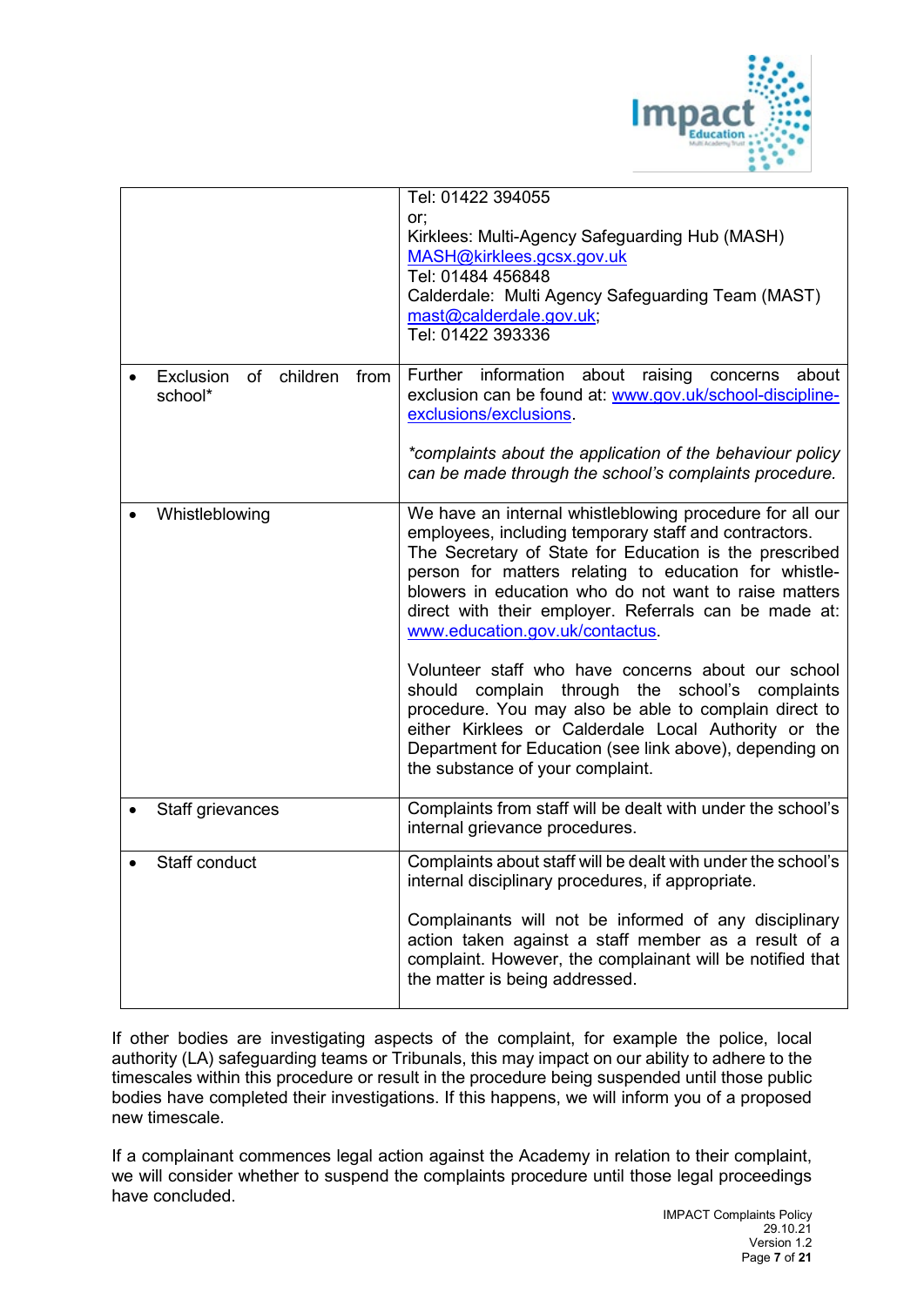| | |
|---|---|
| | Tel: 01422 394055<br>or;<br>Kirklees: Multi-Agency Safeguarding Hub (MASH)<br>MASH@kirklees.gcsx.gov.uk<br>Tel: 01484 456848<br>Calderdale: Multi Agency Safeguarding Team (MAST)<br>mast@calderdale.gov.uk;<br>Tel: 01422 393336 |
| • Exclusion of children from school* | Further information about raising concerns about exclusion can be found at: www.gov.uk/school-discipline-exclusions/exclusions.<br><br>*complaints about the application of the behaviour policy can be made through the school's complaints procedure.* |
| • Whistleblowing | We have an internal whistleblowing procedure for all our employees, including temporary staff and contractors. The Secretary of State for Education is the prescribed person for matters relating to education for whistle-blowers in education who do not want to raise matters direct with their employer. Referrals can be made at: www.education.gov.uk/contactus.<br><br>Volunteer staff who have concerns about our school should complain through the school's complaints procedure. You may also be able to complain direct to either Kirklees or Calderdale Local Authority or the Department for Education (see link above), depending on the substance of your complaint. |
| • Staff grievances | Complaints from staff will be dealt with under the school's internal grievance procedures. |
| • Staff conduct | Complaints about staff will be dealt with under the school's internal disciplinary procedures, if appropriate.<br><br>Complainants will not be informed of any disciplinary action taken against a staff member as a result of a complaint. However, the complainant will be notified that the matter is being addressed. |

If other bodies are investigating aspects of the complaint, for example the police, local authority (LA) safeguarding teams or Tribunals, this may impact on our ability to adhere to the timescales within this procedure or result in the procedure being suspended until those public bodies have completed their investigations. If this happens, we will inform you of a proposed new timescale.

If a complainant commences legal action against the Academy in relation to their complaint, we will consider whether to suspend the complaints procedure until those legal proceedings have concluded.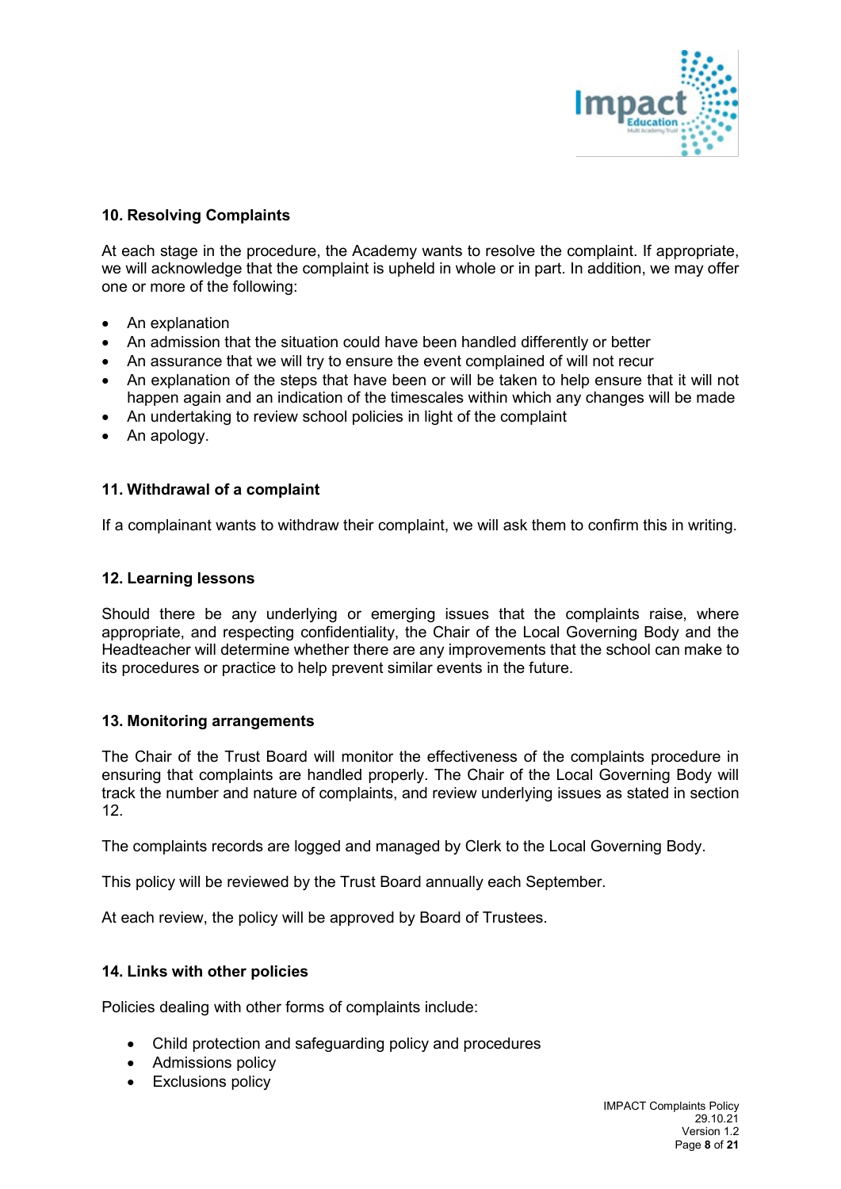## 10. Resolving Complaints

At each stage in the procedure, the Academy wants to resolve the complaint. If appropriate, we will acknowledge that the complaint is upheld in whole or in part. In addition, we may offer one or more of the following:

- An explanation
- An admission that the situation could have been handled differently or better
- An assurance that we will try to ensure the event complained of will not recur
- An explanation of the steps that have been or will be taken to help ensure that it will not happen again and an indication of the timescales within which any changes will be made
- An undertaking to review school policies in light of the complaint
- An apology.

## 11. Withdrawal of a complaint

If a complainant wants to withdraw their complaint, we will ask them to confirm this in writing.

## 12. Learning lessons

Should there be any underlying or emerging issues that the complaints raise, where appropriate, and respecting confidentiality, the Chair of the Local Governing Body and the Headteacher will determine whether there are any improvements that the school can make to its procedures or practice to help prevent similar events in the future.

## 13. Monitoring arrangements

The Chair of the Trust Board will monitor the effectiveness of the complaints procedure in ensuring that complaints are handled properly. The Chair of the Local Governing Body will track the number and nature of complaints, and review underlying issues as stated in section 12.

The complaints records are logged and managed by Clerk to the Local Governing Body.

This policy will be reviewed by the Trust Board annually each September.

At each review, the policy will be approved by Board of Trustees.

## 14. Links with other policies

Policies dealing with other forms of complaints include:

- Child protection and safeguarding policy and procedures
- Admissions policy
- Exclusions policy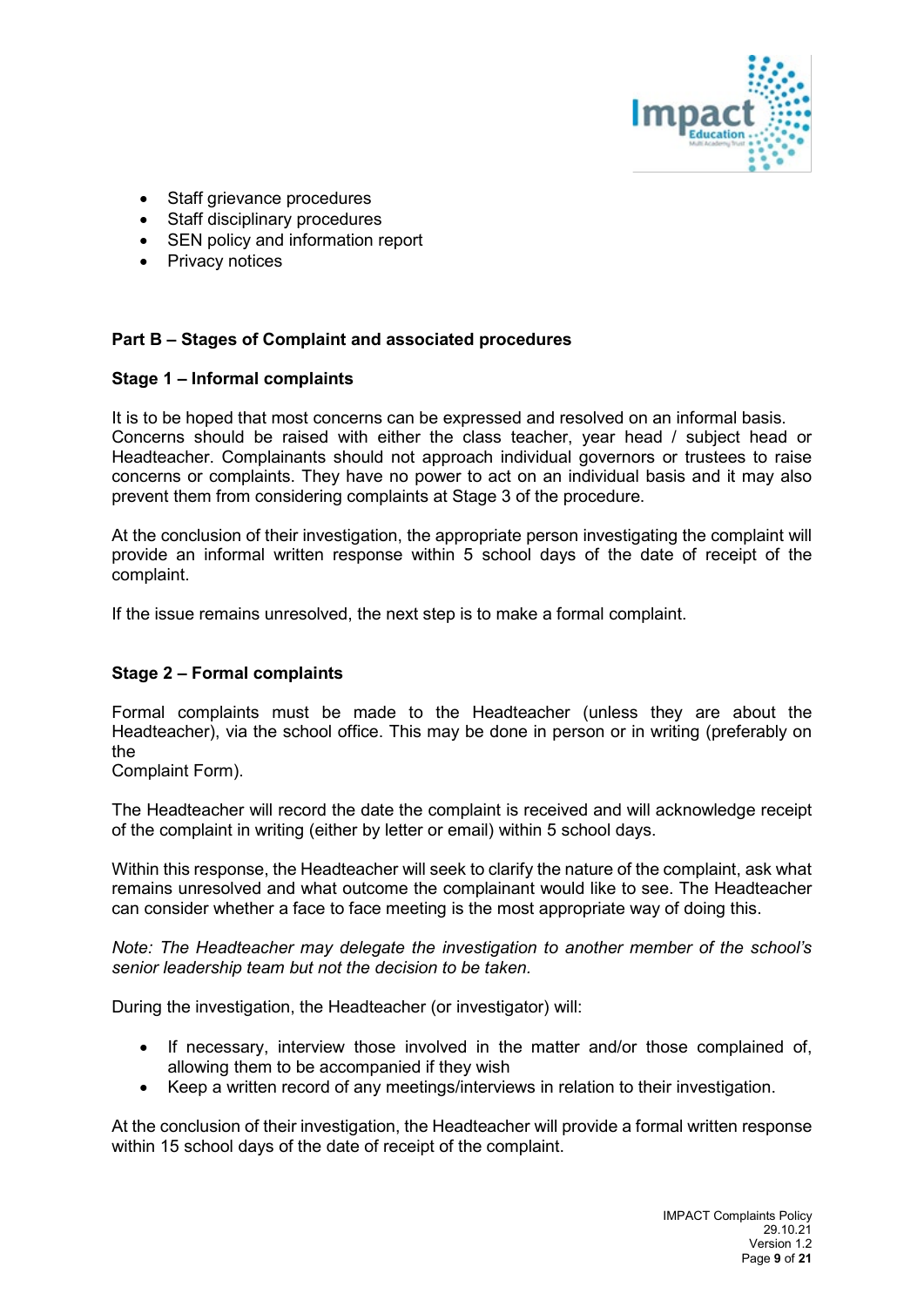- Staff grievance procedures
- Staff disciplinary procedures
- SEN policy and information report
- Privacy notices

## Part B – Stages of Complaint and associated procedures

### Stage 1 – Informal complaints

It is to be hoped that most concerns can be expressed and resolved on an informal basis. Concerns should be raised with either the class teacher, year head / subject head or Headteacher. Complainants should not approach individual governors or trustees to raise concerns or complaints. They have no power to act on an individual basis and it may also prevent them from considering complaints at Stage 3 of the procedure.

At the conclusion of their investigation, the appropriate person investigating the complaint will provide an informal written response within 5 school days of the date of receipt of the complaint.

If the issue remains unresolved, the next step is to make a formal complaint.

### Stage 2 – Formal complaints

Formal complaints must be made to the Headteacher (unless they are about the Headteacher), via the school office. This may be done in person or in writing (preferably on the Complaint Form).

The Headteacher will record the date the complaint is received and will acknowledge receipt of the complaint in writing (either by letter or email) within 5 school days.

Within this response, the Headteacher will seek to clarify the nature of the complaint, ask what remains unresolved and what outcome the complainant would like to see. The Headteacher can consider whether a face to face meeting is the most appropriate way of doing this.

*Note: The Headteacher may delegate the investigation to another member of the school's senior leadership team but not the decision to be taken.*

During the investigation, the Headteacher (or investigator) will:

- If necessary, interview those involved in the matter and/or those complained of, allowing them to be accompanied if they wish
- Keep a written record of any meetings/interviews in relation to their investigation.

At the conclusion of their investigation, the Headteacher will provide a formal written response within 15 school days of the date of receipt of the complaint.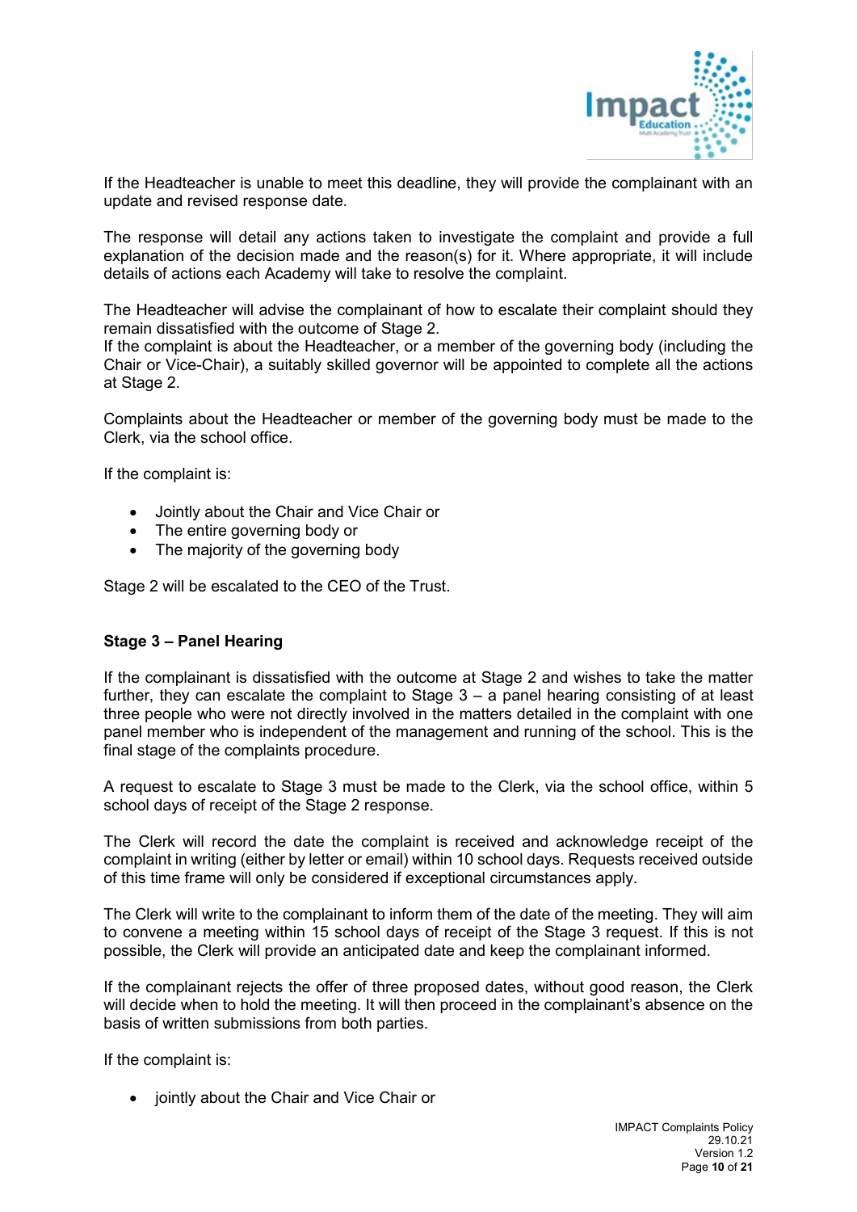If the Headteacher is unable to meet this deadline, they will provide the complainant with an update and revised response date.

The response will detail any actions taken to investigate the complaint and provide a full explanation of the decision made and the reason(s) for it. Where appropriate, it will include details of actions each Academy will take to resolve the complaint.

The Headteacher will advise the complainant of how to escalate their complaint should they remain dissatisfied with the outcome of Stage 2.
If the complaint is about the Headteacher, or a member of the governing body (including the Chair or Vice-Chair), a suitably skilled governor will be appointed to complete all the actions at Stage 2.

Complaints about the Headteacher or member of the governing body must be made to the Clerk, via the school office.

If the complaint is:

- Jointly about the Chair and Vice Chair or
- The entire governing body or
- The majority of the governing body

Stage 2 will be escalated to the CEO of the Trust.

**Stage 3 – Panel Hearing**

If the complainant is dissatisfied with the outcome at Stage 2 and wishes to take the matter further, they can escalate the complaint to Stage 3 – a panel hearing consisting of at least three people who were not directly involved in the matters detailed in the complaint with one panel member who is independent of the management and running of the school. This is the final stage of the complaints procedure.

A request to escalate to Stage 3 must be made to the Clerk, via the school office, within 5 school days of receipt of the Stage 2 response.

The Clerk will record the date the complaint is received and acknowledge receipt of the complaint in writing (either by letter or email) within 10 school days. Requests received outside of this time frame will only be considered if exceptional circumstances apply.

The Clerk will write to the complainant to inform them of the date of the meeting. They will aim to convene a meeting within 15 school days of receipt of the Stage 3 request. If this is not possible, the Clerk will provide an anticipated date and keep the complainant informed.

If the complainant rejects the offer of three proposed dates, without good reason, the Clerk will decide when to hold the meeting. It will then proceed in the complainant's absence on the basis of written submissions from both parties.

If the complaint is:

- jointly about the Chair and Vice Chair or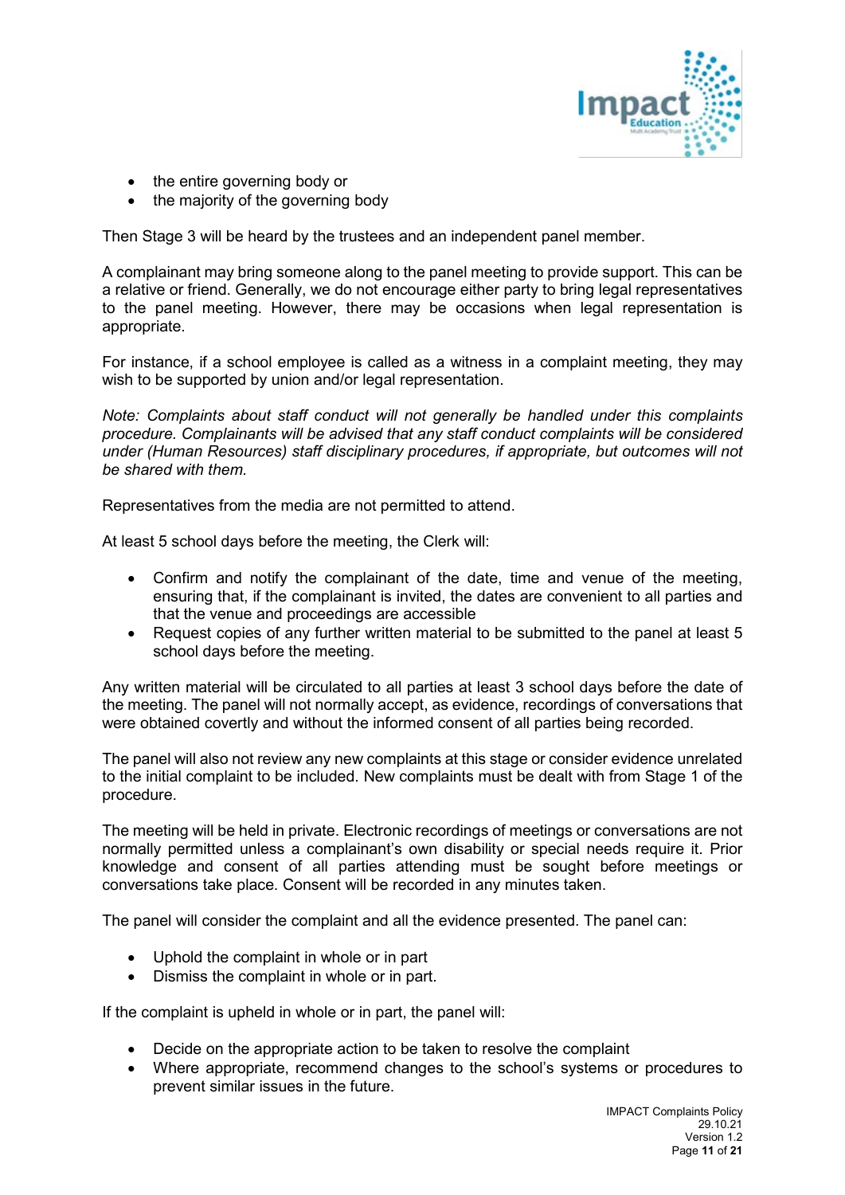- the entire governing body or
- the majority of the governing body

Then Stage 3 will be heard by the trustees and an independent panel member.

A complainant may bring someone along to the panel meeting to provide support. This can be a relative or friend. Generally, we do not encourage either party to bring legal representatives to the panel meeting. However, there may be occasions when legal representation is appropriate.

For instance, if a school employee is called as a witness in a complaint meeting, they may wish to be supported by union and/or legal representation.

*Note: Complaints about staff conduct will not generally be handled under this complaints procedure. Complainants will be advised that any staff conduct complaints will be considered under (Human Resources) staff disciplinary procedures, if appropriate, but outcomes will not be shared with them.*

Representatives from the media are not permitted to attend.

At least 5 school days before the meeting, the Clerk will:

- Confirm and notify the complainant of the date, time and venue of the meeting, ensuring that, if the complainant is invited, the dates are convenient to all parties and that the venue and proceedings are accessible
- Request copies of any further written material to be submitted to the panel at least 5 school days before the meeting.

Any written material will be circulated to all parties at least 3 school days before the date of the meeting. The panel will not normally accept, as evidence, recordings of conversations that were obtained covertly and without the informed consent of all parties being recorded.

The panel will also not review any new complaints at this stage or consider evidence unrelated to the initial complaint to be included. New complaints must be dealt with from Stage 1 of the procedure.

The meeting will be held in private. Electronic recordings of meetings or conversations are not normally permitted unless a complainant's own disability or special needs require it. Prior knowledge and consent of all parties attending must be sought before meetings or conversations take place. Consent will be recorded in any minutes taken.

The panel will consider the complaint and all the evidence presented. The panel can:

- Uphold the complaint in whole or in part
- Dismiss the complaint in whole or in part.

If the complaint is upheld in whole or in part, the panel will:

- Decide on the appropriate action to be taken to resolve the complaint
- Where appropriate, recommend changes to the school's systems or procedures to prevent similar issues in the future.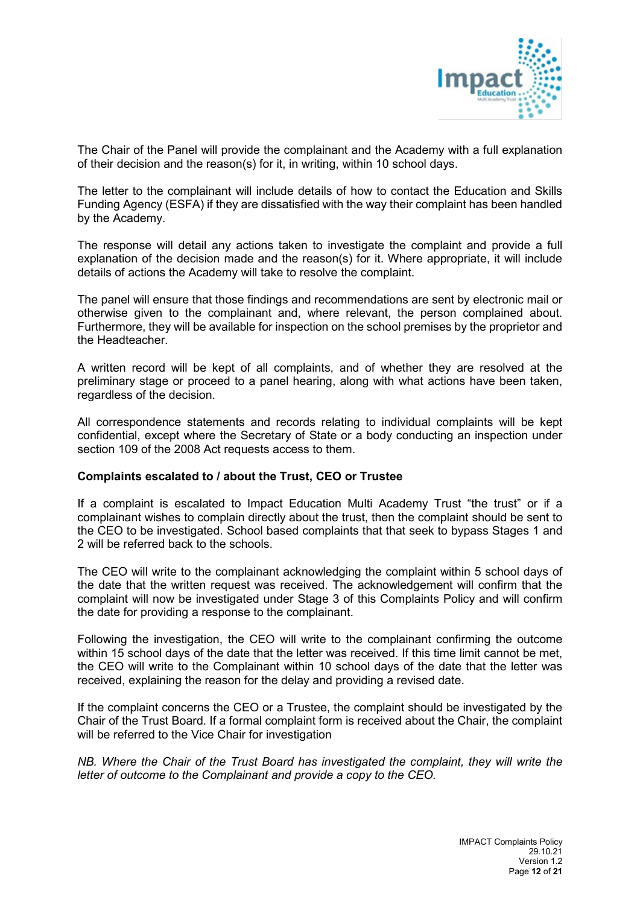The Chair of the Panel will provide the complainant and the Academy with a full explanation of their decision and the reason(s) for it, in writing, within 10 school days.

The letter to the complainant will include details of how to contact the Education and Skills Funding Agency (ESFA) if they are dissatisfied with the way their complaint has been handled by the Academy.

The response will detail any actions taken to investigate the complaint and provide a full explanation of the decision made and the reason(s) for it. Where appropriate, it will include details of actions the Academy will take to resolve the complaint.

The panel will ensure that those findings and recommendations are sent by electronic mail or otherwise given to the complainant and, where relevant, the person complained about. Furthermore, they will be available for inspection on the school premises by the proprietor and the Headteacher.

A written record will be kept of all complaints, and of whether they are resolved at the preliminary stage or proceed to a panel hearing, along with what actions have been taken, regardless of the decision.

All correspondence statements and records relating to individual complaints will be kept confidential, except where the Secretary of State or a body conducting an inspection under section 109 of the 2008 Act requests access to them.

**Complaints escalated to / about the Trust, CEO or Trustee**

If a complaint is escalated to Impact Education Multi Academy Trust "the trust" or if a complainant wishes to complain directly about the trust, then the complaint should be sent to the CEO to be investigated. School based complaints that that seek to bypass Stages 1 and 2 will be referred back to the schools.

The CEO will write to the complainant acknowledging the complaint within 5 school days of the date that the written request was received. The acknowledgement will confirm that the complaint will now be investigated under Stage 3 of this Complaints Policy and will confirm the date for providing a response to the complainant.

Following the investigation, the CEO will write to the complainant confirming the outcome within 15 school days of the date that the letter was received. If this time limit cannot be met, the CEO will write to the Complainant within 10 school days of the date that the letter was received, explaining the reason for the delay and providing a revised date.

If the complaint concerns the CEO or a Trustee, the complaint should be investigated by the Chair of the Trust Board. If a formal complaint form is received about the Chair, the complaint will be referred to the Vice Chair for investigation

*NB. Where the Chair of the Trust Board has investigated the complaint, they will write the letter of outcome to the Complainant and provide a copy to the CEO.*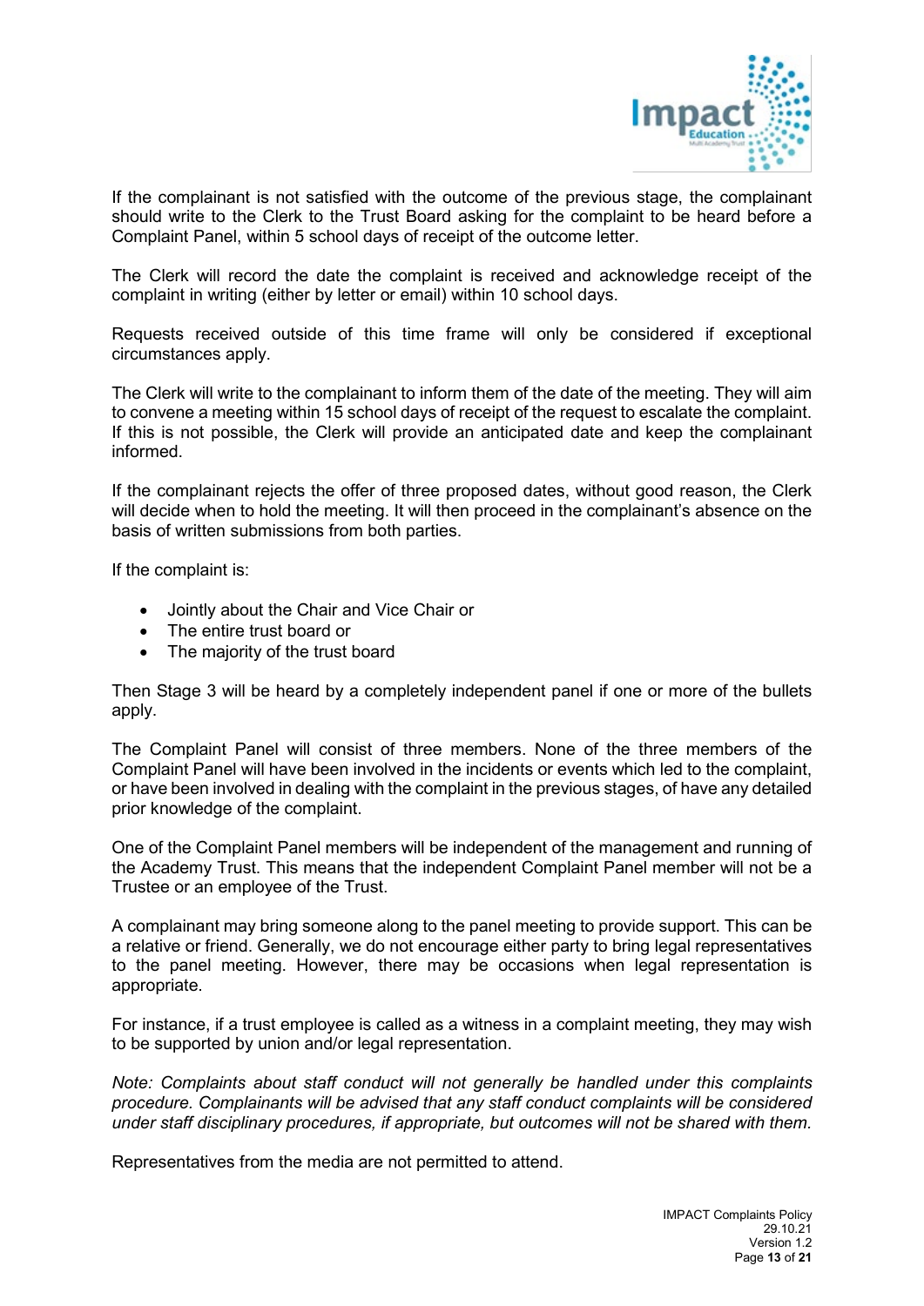If the complainant is not satisfied with the outcome of the previous stage, the complainant should write to the Clerk to the Trust Board asking for the complaint to be heard before a Complaint Panel, within 5 school days of receipt of the outcome letter.

The Clerk will record the date the complaint is received and acknowledge receipt of the complaint in writing (either by letter or email) within 10 school days.

Requests received outside of this time frame will only be considered if exceptional circumstances apply.

The Clerk will write to the complainant to inform them of the date of the meeting. They will aim to convene a meeting within 15 school days of receipt of the request to escalate the complaint. If this is not possible, the Clerk will provide an anticipated date and keep the complainant informed.

If the complainant rejects the offer of three proposed dates, without good reason, the Clerk will decide when to hold the meeting. It will then proceed in the complainant's absence on the basis of written submissions from both parties.

If the complaint is:

- Jointly about the Chair and Vice Chair or
- The entire trust board or
- The majority of the trust board

Then Stage 3 will be heard by a completely independent panel if one or more of the bullets apply.

The Complaint Panel will consist of three members. None of the three members of the Complaint Panel will have been involved in the incidents or events which led to the complaint, or have been involved in dealing with the complaint in the previous stages, of have any detailed prior knowledge of the complaint.

One of the Complaint Panel members will be independent of the management and running of the Academy Trust. This means that the independent Complaint Panel member will not be a Trustee or an employee of the Trust.

A complainant may bring someone along to the panel meeting to provide support. This can be a relative or friend. Generally, we do not encourage either party to bring legal representatives to the panel meeting. However, there may be occasions when legal representation is appropriate.

For instance, if a trust employee is called as a witness in a complaint meeting, they may wish to be supported by union and/or legal representation.

*Note: Complaints about staff conduct will not generally be handled under this complaints procedure. Complainants will be advised that any staff conduct complaints will be considered under staff disciplinary procedures, if appropriate, but outcomes will not be shared with them.*

Representatives from the media are not permitted to attend.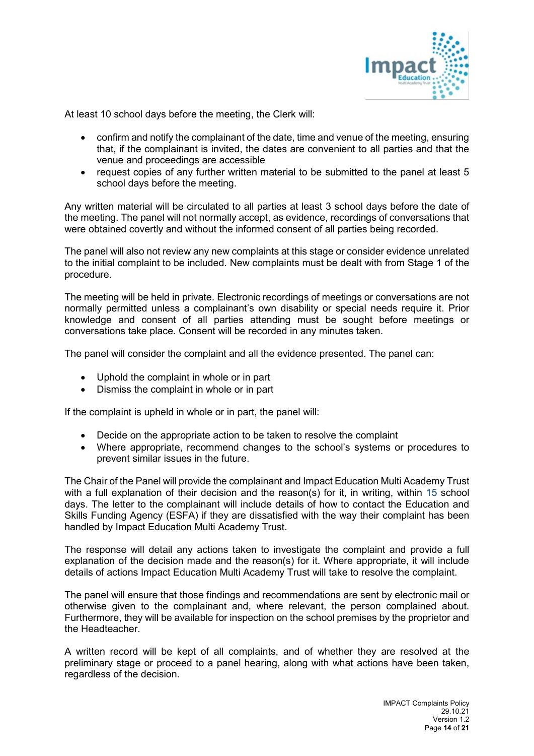At least 10 school days before the meeting, the Clerk will:

- confirm and notify the complainant of the date, time and venue of the meeting, ensuring that, if the complainant is invited, the dates are convenient to all parties and that the venue and proceedings are accessible
- request copies of any further written material to be submitted to the panel at least 5 school days before the meeting.

Any written material will be circulated to all parties at least 3 school days before the date of the meeting. The panel will not normally accept, as evidence, recordings of conversations that were obtained covertly and without the informed consent of all parties being recorded.

The panel will also not review any new complaints at this stage or consider evidence unrelated to the initial complaint to be included. New complaints must be dealt with from Stage 1 of the procedure.

The meeting will be held in private. Electronic recordings of meetings or conversations are not normally permitted unless a complainant's own disability or special needs require it. Prior knowledge and consent of all parties attending must be sought before meetings or conversations take place. Consent will be recorded in any minutes taken.

The panel will consider the complaint and all the evidence presented. The panel can:

- Uphold the complaint in whole or in part
- Dismiss the complaint in whole or in part

If the complaint is upheld in whole or in part, the panel will:

- Decide on the appropriate action to be taken to resolve the complaint
- Where appropriate, recommend changes to the school's systems or procedures to prevent similar issues in the future.

The Chair of the Panel will provide the complainant and Impact Education Multi Academy Trust with a full explanation of their decision and the reason(s) for it, in writing, within 15 school days. The letter to the complainant will include details of how to contact the Education and Skills Funding Agency (ESFA) if they are dissatisfied with the way their complaint has been handled by Impact Education Multi Academy Trust.

The response will detail any actions taken to investigate the complaint and provide a full explanation of the decision made and the reason(s) for it. Where appropriate, it will include details of actions Impact Education Multi Academy Trust will take to resolve the complaint.

The panel will ensure that those findings and recommendations are sent by electronic mail or otherwise given to the complainant and, where relevant, the person complained about. Furthermore, they will be available for inspection on the school premises by the proprietor and the Headteacher.

A written record will be kept of all complaints, and of whether they are resolved at the preliminary stage or proceed to a panel hearing, along with what actions have been taken, regardless of the decision.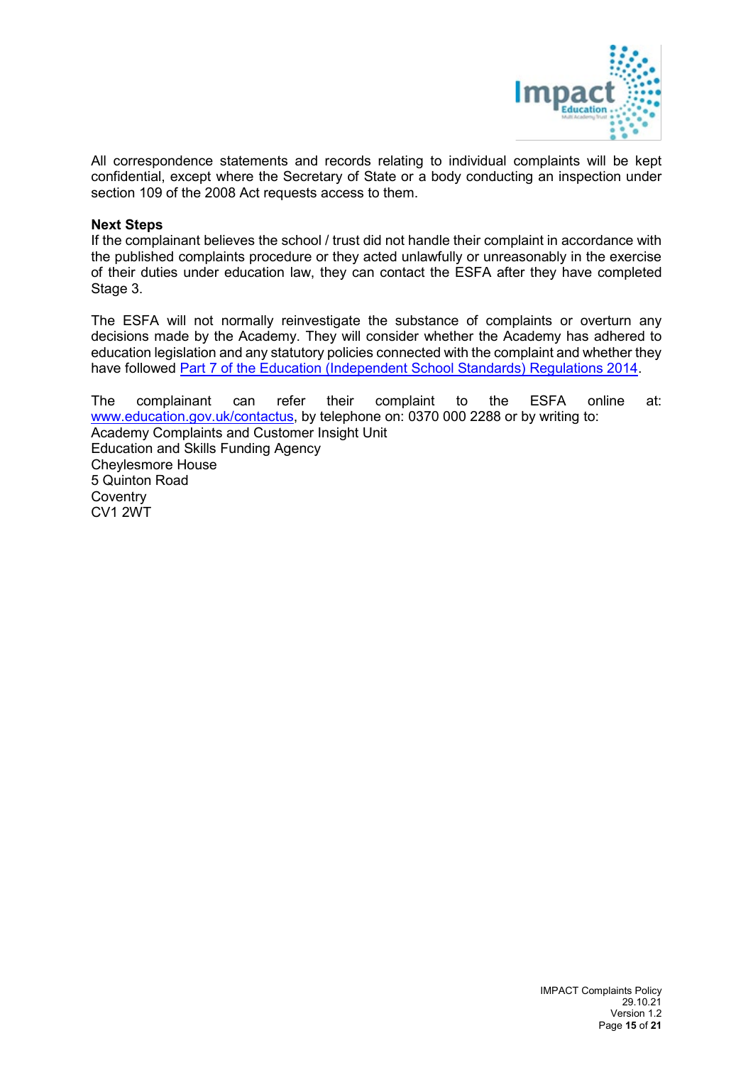All correspondence statements and records relating to individual complaints will be kept confidential, except where the Secretary of State or a body conducting an inspection under section 109 of the 2008 Act requests access to them.

**Next Steps**

If the complainant believes the school / trust did not handle their complaint in accordance with the published complaints procedure or they acted unlawfully or unreasonably in the exercise of their duties under education law, they can contact the ESFA after they have completed Stage 3.

The ESFA will not normally reinvestigate the substance of complaints or overturn any decisions made by the Academy. They will consider whether the Academy has adhered to education legislation and any statutory policies connected with the complaint and whether they have followed Part 7 of the Education (Independent School Standards) Regulations 2014.

The complainant can refer their complaint to the ESFA online at: www.education.gov.uk/contactus, by telephone on: 0370 000 2288 or by writing to:
Academy Complaints and Customer Insight Unit
Education and Skills Funding Agency
Cheylesmore House
5 Quinton Road
Coventry
CV1 2WT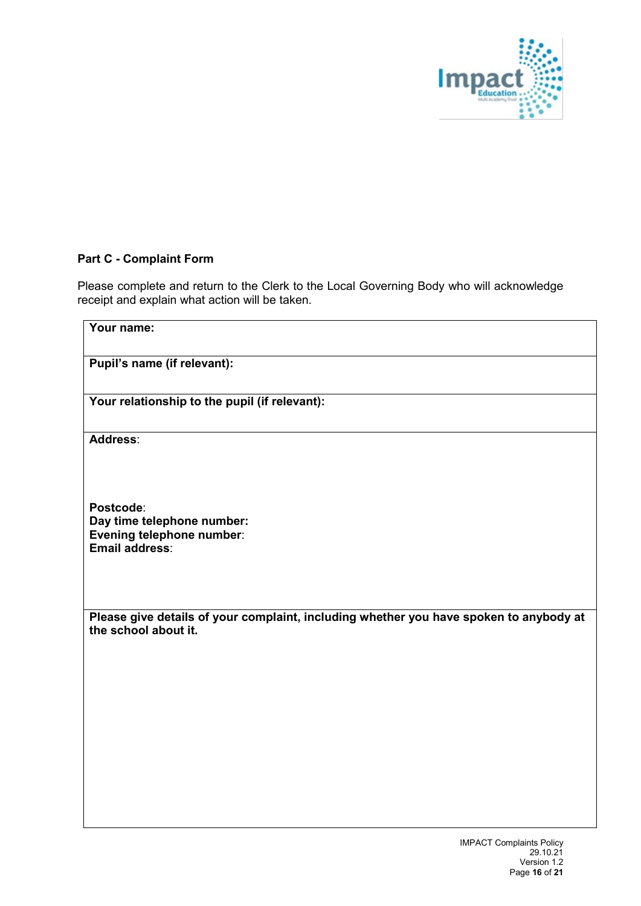**Part C - Complaint Form**

Please complete and return to the Clerk to the Local Governing Body who will acknowledge receipt and explain what action will be taken.

| **Your name:** |
|---|
| **Pupil's name (if relevant):** |
| **Your relationship to the pupil (if relevant):** |
| **Address**:<br><br><br>**Postcode**:<br>**Day time telephone number:**<br>**Evening telephone number**:<br>**Email address**: |
| **Please give details of your complaint, including whether you have spoken to anybody at the school about it.** |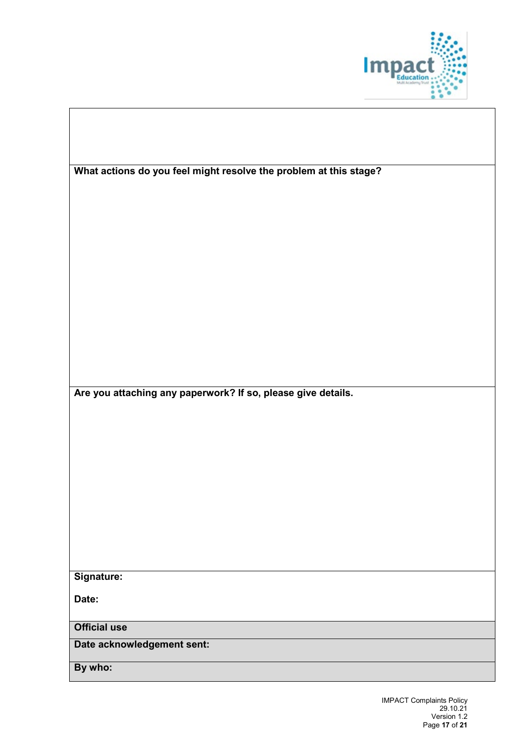**What actions do you feel might resolve the problem at this stage?**

**Are you attaching any paperwork? If so, please give details.**

**Signature:**

**Date:**

| **Official use** |
| --- |
| **Date acknowledgement sent:** |
| **By who:** |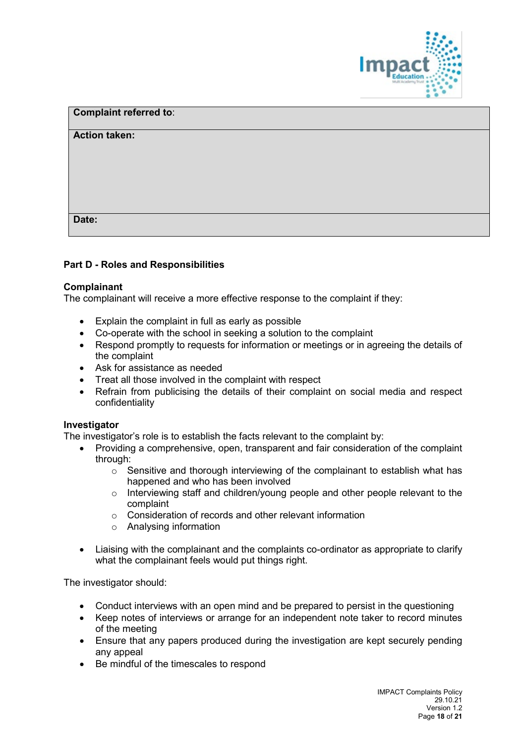| **Complaint referred to**: |
| --- |
| **Action taken:** |
| **Date:** |

**Part D - Roles and Responsibilities**

**Complainant**

The complainant will receive a more effective response to the complaint if they:

- Explain the complaint in full as early as possible
- Co-operate with the school in seeking a solution to the complaint
- Respond promptly to requests for information or meetings or in agreeing the details of the complaint
- Ask for assistance as needed
- Treat all those involved in the complaint with respect
- Refrain from publicising the details of their complaint on social media and respect confidentiality

**Investigator**

The investigator's role is to establish the facts relevant to the complaint by:

- Providing a comprehensive, open, transparent and fair consideration of the complaint through:
  - Sensitive and thorough interviewing of the complainant to establish what has happened and who has been involved
  - Interviewing staff and children/young people and other people relevant to the complaint
  - Consideration of records and other relevant information
  - Analysing information

- Liaising with the complainant and the complaints co-ordinator as appropriate to clarify what the complainant feels would put things right.

The investigator should:

- Conduct interviews with an open mind and be prepared to persist in the questioning
- Keep notes of interviews or arrange for an independent note taker to record minutes of the meeting
- Ensure that any papers produced during the investigation are kept securely pending any appeal
- Be mindful of the timescales to respond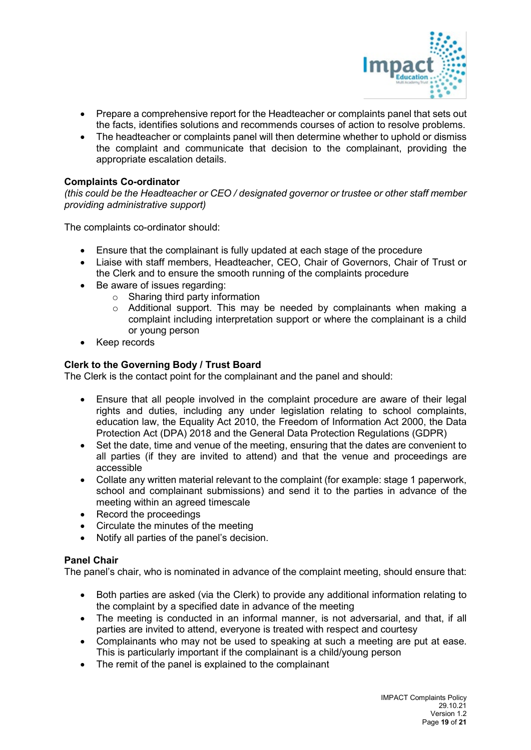- Prepare a comprehensive report for the Headteacher or complaints panel that sets out the facts, identifies solutions and recommends courses of action to resolve problems.
- The headteacher or complaints panel will then determine whether to uphold or dismiss the complaint and communicate that decision to the complainant, providing the appropriate escalation details.

**Complaints Co-ordinator**
*(this could be the Headteacher or CEO / designated governor or trustee or other staff member providing administrative support)*

The complaints co-ordinator should:

- Ensure that the complainant is fully updated at each stage of the procedure
- Liaise with staff members, Headteacher, CEO, Chair of Governors, Chair of Trust or the Clerk and to ensure the smooth running of the complaints procedure
- Be aware of issues regarding:
  - Sharing third party information
  - Additional support. This may be needed by complainants when making a complaint including interpretation support or where the complainant is a child or young person
- Keep records

**Clerk to the Governing Body / Trust Board**
The Clerk is the contact point for the complainant and the panel and should:

- Ensure that all people involved in the complaint procedure are aware of their legal rights and duties, including any under legislation relating to school complaints, education law, the Equality Act 2010, the Freedom of Information Act 2000, the Data Protection Act (DPA) 2018 and the General Data Protection Regulations (GDPR)
- Set the date, time and venue of the meeting, ensuring that the dates are convenient to all parties (if they are invited to attend) and that the venue and proceedings are accessible
- Collate any written material relevant to the complaint (for example: stage 1 paperwork, school and complainant submissions) and send it to the parties in advance of the meeting within an agreed timescale
- Record the proceedings
- Circulate the minutes of the meeting
- Notify all parties of the panel's decision.

**Panel Chair**
The panel's chair, who is nominated in advance of the complaint meeting, should ensure that:

- Both parties are asked (via the Clerk) to provide any additional information relating to the complaint by a specified date in advance of the meeting
- The meeting is conducted in an informal manner, is not adversarial, and that, if all parties are invited to attend, everyone is treated with respect and courtesy
- Complainants who may not be used to speaking at such a meeting are put at ease. This is particularly important if the complainant is a child/young person
- The remit of the panel is explained to the complainant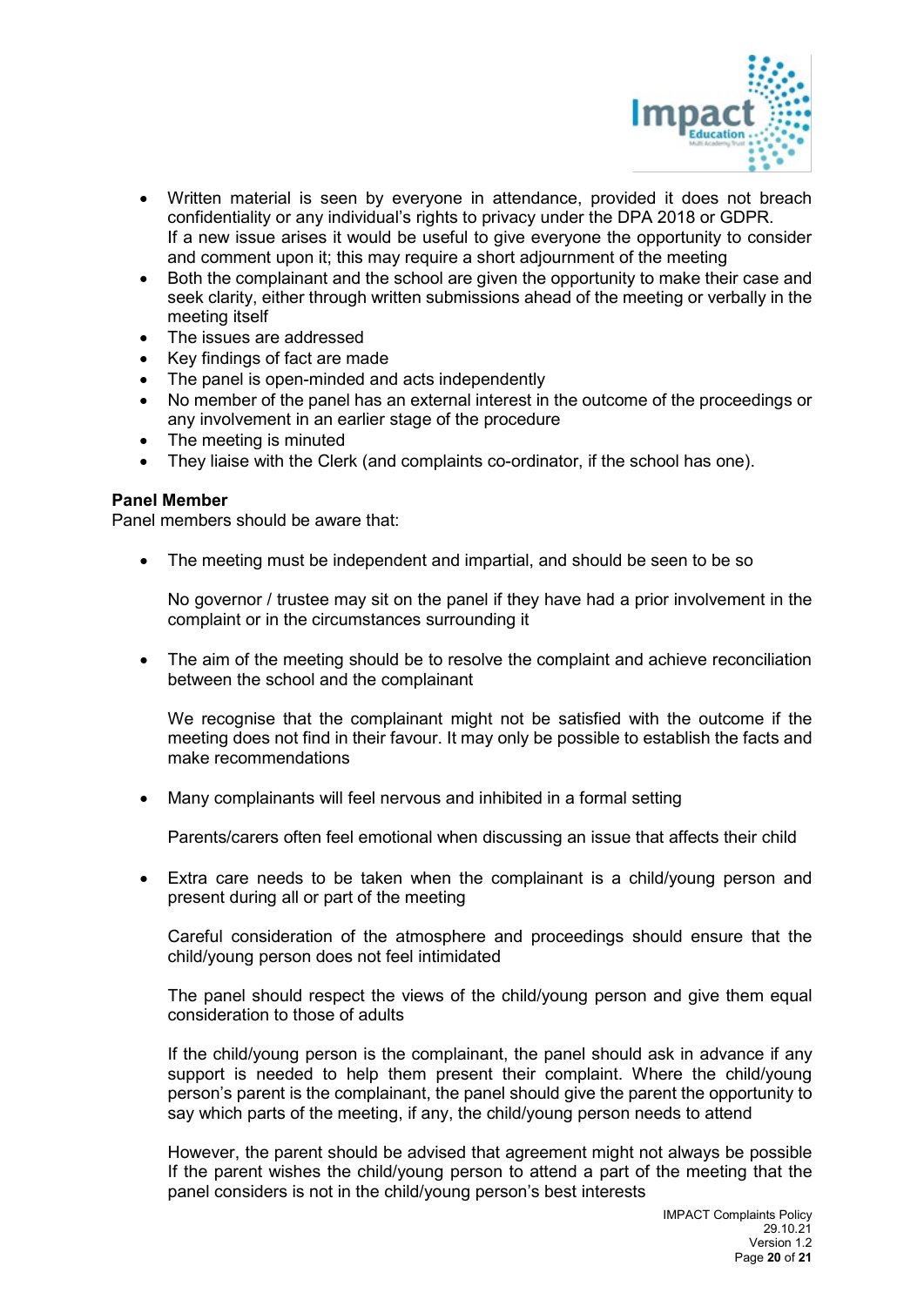- Written material is seen by everyone in attendance, provided it does not breach confidentiality or any individual's rights to privacy under the DPA 2018 or GDPR. If a new issue arises it would be useful to give everyone the opportunity to consider and comment upon it; this may require a short adjournment of the meeting
- Both the complainant and the school are given the opportunity to make their case and seek clarity, either through written submissions ahead of the meeting or verbally in the meeting itself
- The issues are addressed
- Key findings of fact are made
- The panel is open-minded and acts independently
- No member of the panel has an external interest in the outcome of the proceedings or any involvement in an earlier stage of the procedure
- The meeting is minuted
- They liaise with the Clerk (and complaints co-ordinator, if the school has one).

**Panel Member**
Panel members should be aware that:

- The meeting must be independent and impartial, and should be seen to be so

  No governor / trustee may sit on the panel if they have had a prior involvement in the complaint or in the circumstances surrounding it

- The aim of the meeting should be to resolve the complaint and achieve reconciliation between the school and the complainant

  We recognise that the complainant might not be satisfied with the outcome if the meeting does not find in their favour. It may only be possible to establish the facts and make recommendations

- Many complainants will feel nervous and inhibited in a formal setting

  Parents/carers often feel emotional when discussing an issue that affects their child

- Extra care needs to be taken when the complainant is a child/young person and present during all or part of the meeting

  Careful consideration of the atmosphere and proceedings should ensure that the child/young person does not feel intimidated

  The panel should respect the views of the child/young person and give them equal consideration to those of adults

  If the child/young person is the complainant, the panel should ask in advance if any support is needed to help them present their complaint. Where the child/young person's parent is the complainant, the panel should give the parent the opportunity to say which parts of the meeting, if any, the child/young person needs to attend

  However, the parent should be advised that agreement might not always be possible If the parent wishes the child/young person to attend a part of the meeting that the panel considers is not in the child/young person's best interests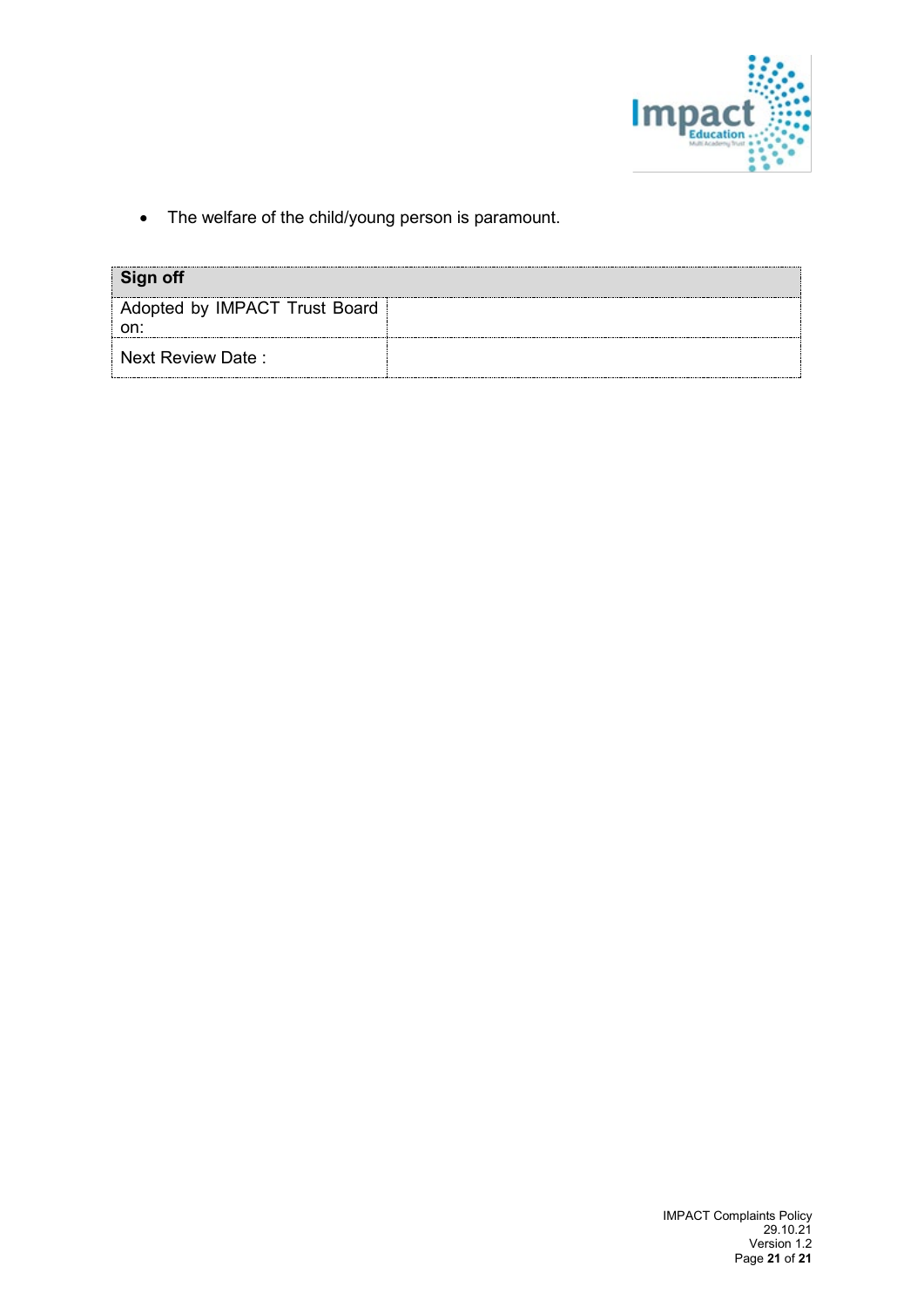- The welfare of the child/young person is paramount.

| Sign off | |
|---|---|
| Adopted by IMPACT Trust Board on: | |
| Next Review Date : | |